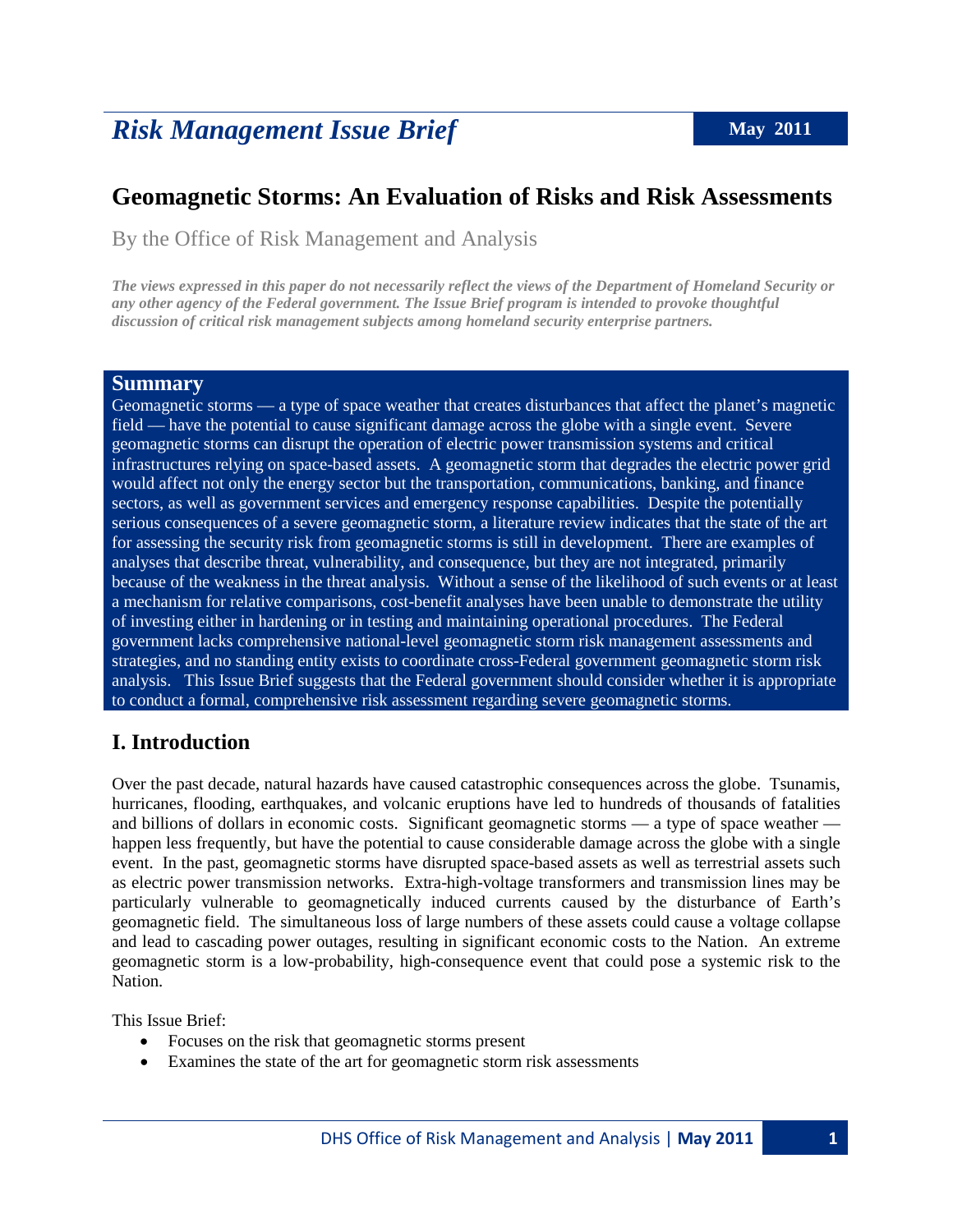# Risk Management Issue Brief

**May 2011**

## Geomagnetic Storms: An Evaluation of Risks and Risk Assessments

By the Office of Risk Management and Analysis

***The views expressed in this paper do not necessarily reflect the views of the Department of Homeland Security or any other agency of the Federal government. The Issue Brief program is intended to provoke thoughtful discussion of critical risk management subjects among homeland security enterprise partners.***

### Summary

Geomagnetic storms — a type of space weather that creates disturbances that affect the planet's magnetic field — have the potential to cause significant damage across the globe with a single event. Severe geomagnetic storms can disrupt the operation of electric power transmission systems and critical infrastructures relying on space-based assets. A geomagnetic storm that degrades the electric power grid would affect not only the energy sector but the transportation, communications, banking, and finance sectors, as well as government services and emergency response capabilities. Despite the potentially serious consequences of a severe geomagnetic storm, a literature review indicates that the state of the art for assessing the security risk from geomagnetic storms is still in development. There are examples of analyses that describe threat, vulnerability, and consequence, but they are not integrated, primarily because of the weakness in the threat analysis. Without a sense of the likelihood of such events or at least a mechanism for relative comparisons, cost-benefit analyses have been unable to demonstrate the utility of investing either in hardening or in testing and maintaining operational procedures. The Federal government lacks comprehensive national-level geomagnetic storm risk management assessments and strategies, and no standing entity exists to coordinate cross-Federal government geomagnetic storm risk analysis. This Issue Brief suggests that the Federal government should consider whether it is appropriate to conduct a formal, comprehensive risk assessment regarding severe geomagnetic storms.

## I. Introduction

Over the past decade, natural hazards have caused catastrophic consequences across the globe. Tsunamis, hurricanes, flooding, earthquakes, and volcanic eruptions have led to hundreds of thousands of fatalities and billions of dollars in economic costs. Significant geomagnetic storms — a type of space weather — happen less frequently, but have the potential to cause considerable damage across the globe with a single event. In the past, geomagnetic storms have disrupted space-based assets as well as terrestrial assets such as electric power transmission networks. Extra-high-voltage transformers and transmission lines may be particularly vulnerable to geomagnetically induced currents caused by the disturbance of Earth's geomagnetic field. The simultaneous loss of large numbers of these assets could cause a voltage collapse and lead to cascading power outages, resulting in significant economic costs to the Nation. An extreme geomagnetic storm is a low-probability, high-consequence event that could pose a systemic risk to the Nation.

This Issue Brief:

- Focuses on the risk that geomagnetic storms present
- Examines the state of the art for geomagnetic storm risk assessments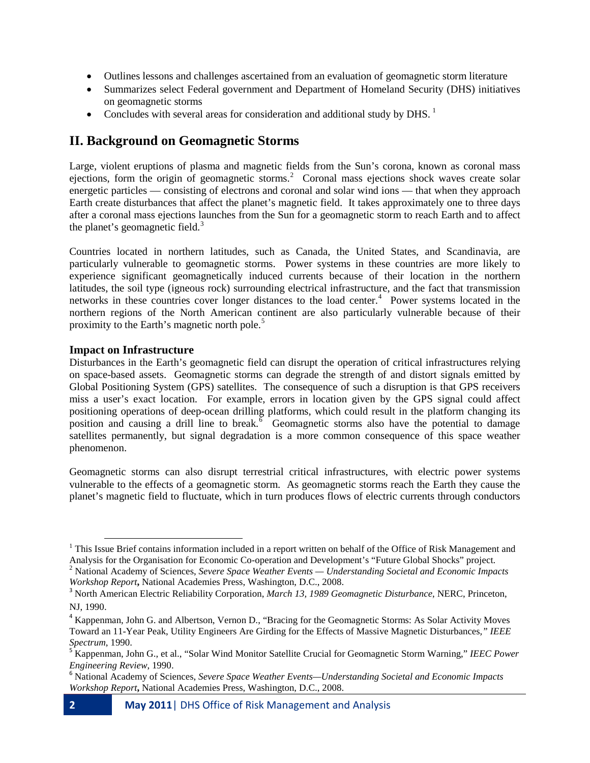- Outlines lessons and challenges ascertained from an evaluation of geomagnetic storm literature
- Summarizes select Federal government and Department of Homeland Security (DHS) initiatives on geomagnetic storms
- Concludes with several areas for consideration and additional study by DHS. [1]

## II. Background on Geomagnetic Storms

Large, violent eruptions of plasma and magnetic fields from the Sun's corona, known as coronal mass ejections, form the origin of geomagnetic storms.[2] Coronal mass ejections shock waves create solar energetic particles — consisting of electrons and coronal and solar wind ions — that when they approach Earth create disturbances that affect the planet's magnetic field. It takes approximately one to three days after a coronal mass ejections launches from the Sun for a geomagnetic storm to reach Earth and to affect the planet's geomagnetic field.[3]

Countries located in northern latitudes, such as Canada, the United States, and Scandinavia, are particularly vulnerable to geomagnetic storms. Power systems in these countries are more likely to experience significant geomagnetically induced currents because of their location in the northern latitudes, the soil type (igneous rock) surrounding electrical infrastructure, and the fact that transmission networks in these countries cover longer distances to the load center.[4] Power systems located in the northern regions of the North American continent are also particularly vulnerable because of their proximity to the Earth's magnetic north pole.[5]

### Impact on Infrastructure

Disturbances in the Earth's geomagnetic field can disrupt the operation of critical infrastructures relying on space-based assets. Geomagnetic storms can degrade the strength of and distort signals emitted by Global Positioning System (GPS) satellites. The consequence of such a disruption is that GPS receivers miss a user's exact location. For example, errors in location given by the GPS signal could affect positioning operations of deep-ocean drilling platforms, which could result in the platform changing its position and causing a drill line to break.[6] Geomagnetic storms also have the potential to damage satellites permanently, but signal degradation is a more common consequence of this space weather phenomenon.

Geomagnetic storms can also disrupt terrestrial critical infrastructures, with electric power systems vulnerable to the effects of a geomagnetic storm. As geomagnetic storms reach the Earth they cause the planet's magnetic field to fluctuate, which in turn produces flows of electric currents through conductors

---

[1] This Issue Brief contains information included in a report written on behalf of the Office of Risk Management and Analysis for the Organisation for Economic Co-operation and Development's "Future Global Shocks" project.

[2] National Academy of Sciences, *Severe Space Weather Events — Understanding Societal and Economic Impacts Workshop Report***,** National Academies Press, Washington, D.C., 2008.

[3] North American Electric Reliability Corporation, *March 13, 1989 Geomagnetic Disturbance*, NERC, Princeton, NJ, 1990.

[4] Kappenman, John G. and Albertson, Vernon D., "Bracing for the Geomagnetic Storms: As Solar Activity Moves Toward an 11-Year Peak, Utility Engineers Are Girding for the Effects of Massive Magnetic Disturbances*," IEEE Spectrum*, 1990.

[5] Kappenman, John G., et al., "Solar Wind Monitor Satellite Crucial for Geomagnetic Storm Warning," *IEEC Power Engineering Review*, 1990.

[6] National Academy of Sciences, *Severe Space Weather Events—Understanding Societal and Economic Impacts Workshop Report***,** National Academies Press, Washington, D.C., 2008.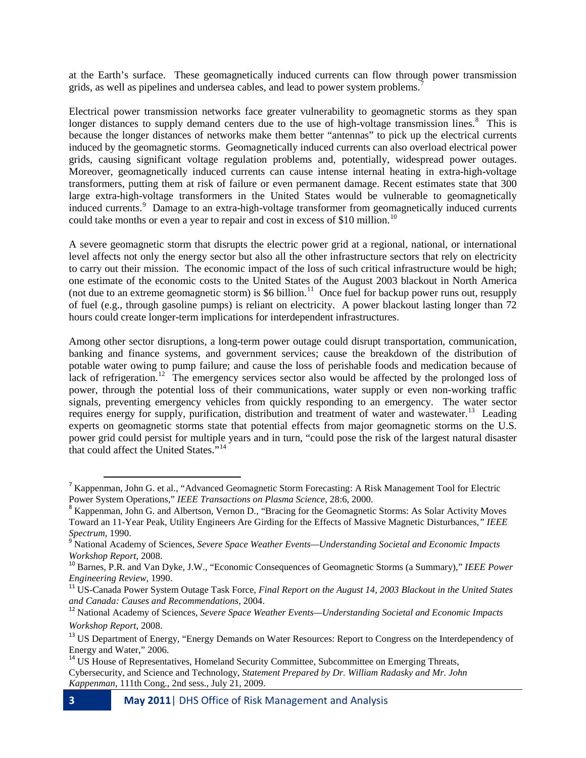at the Earth's surface. These geomagnetically induced currents can flow through power transmission grids, as well as pipelines and undersea cables, and lead to power system problems.[7]

Electrical power transmission networks face greater vulnerability to geomagnetic storms as they span longer distances to supply demand centers due to the use of high-voltage transmission lines.[8] This is because the longer distances of networks make them better "antennas" to pick up the electrical currents induced by the geomagnetic storms. Geomagnetically induced currents can also overload electrical power grids, causing significant voltage regulation problems and, potentially, widespread power outages. Moreover, geomagnetically induced currents can cause intense internal heating in extra-high-voltage transformers, putting them at risk of failure or even permanent damage. Recent estimates state that 300 large extra-high-voltage transformers in the United States would be vulnerable to geomagnetically induced currents.[9] Damage to an extra-high-voltage transformer from geomagnetically induced currents could take months or even a year to repair and cost in excess of $10 million.[10]

A severe geomagnetic storm that disrupts the electric power grid at a regional, national, or international level affects not only the energy sector but also all the other infrastructure sectors that rely on electricity to carry out their mission. The economic impact of the loss of such critical infrastructure would be high; one estimate of the economic costs to the United States of the August 2003 blackout in North America (not due to an extreme geomagnetic storm) is $6 billion.[11] Once fuel for backup power runs out, resupply of fuel (e.g., through gasoline pumps) is reliant on electricity. A power blackout lasting longer than 72 hours could create longer-term implications for interdependent infrastructures.

Among other sector disruptions, a long-term power outage could disrupt transportation, communication, banking and finance systems, and government services; cause the breakdown of the distribution of potable water owing to pump failure; and cause the loss of perishable foods and medication because of lack of refrigeration.[12] The emergency services sector also would be affected by the prolonged loss of power, through the potential loss of their communications, water supply or even non-working traffic signals, preventing emergency vehicles from quickly responding to an emergency. The water sector requires energy for supply, purification, distribution and treatment of water and wastewater.[13] Leading experts on geomagnetic storms state that potential effects from major geomagnetic storms on the U.S. power grid could persist for multiple years and in turn, "could pose the risk of the largest natural disaster that could affect the United States."[14]

---

[7] Kappenman, John G. et al., "Advanced Geomagnetic Storm Forecasting: A Risk Management Tool for Electric Power System Operations," *IEEE Transactions on Plasma Science*, 28:6, 2000.

[8] Kappenman, John G. and Albertson, Vernon D., "Bracing for the Geomagnetic Storms: As Solar Activity Moves Toward an 11-Year Peak, Utility Engineers Are Girding for the Effects of Massive Magnetic Disturbances*," IEEE Spectrum*, 1990.

[9] National Academy of Sciences, *Severe Space Weather Events—Understanding Societal and Economic Impacts Workshop Report*, 2008.

[10] Barnes, P.R. and Van Dyke, J.W., "Economic Consequences of Geomagnetic Storms (a Summary)," *IEEE Power Engineering Review*, 1990.

[11] US-Canada Power System Outage Task Force, *Final Report on the August 14, 2003 Blackout in the United States and Canada: Causes and Recommendations*, 2004.

[12] National Academy of Sciences, *Severe Space Weather Events—Understanding Societal and Economic Impacts Workshop Report*, 2008.

[13] US Department of Energy, "Energy Demands on Water Resources: Report to Congress on the Interdependency of Energy and Water," 2006.

[14] US House of Representatives, Homeland Security Committee, Subcommittee on Emerging Threats, Cybersecurity, and Science and Technology, *Statement Prepared by Dr. William Radasky and Mr. John Kappenman*, 111th Cong., 2nd sess., July 21, 2009.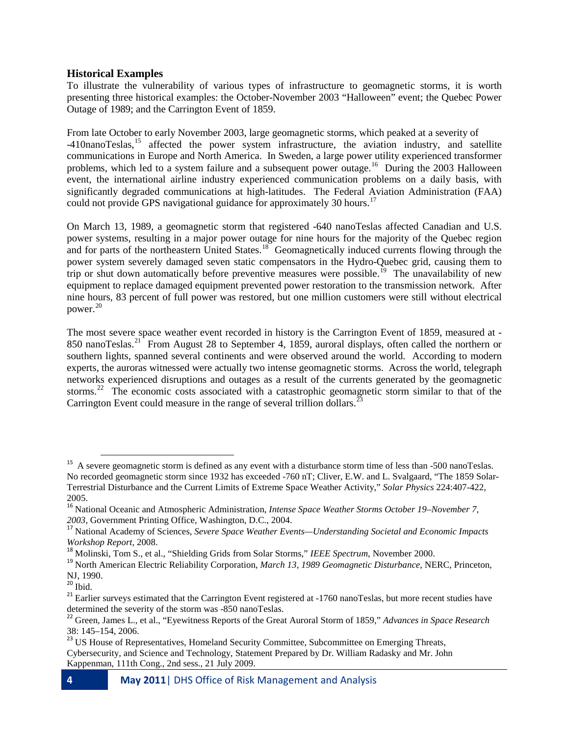### Historical Examples

To illustrate the vulnerability of various types of infrastructure to geomagnetic storms, it is worth presenting three historical examples: the October-November 2003 "Halloween" event; the Quebec Power Outage of 1989; and the Carrington Event of 1859.

From late October to early November 2003, large geomagnetic storms, which peaked at a severity of -410nanoTeslas,[15] affected the power system infrastructure, the aviation industry, and satellite communications in Europe and North America. In Sweden, a large power utility experienced transformer problems, which led to a system failure and a subsequent power outage.[16] During the 2003 Halloween event, the international airline industry experienced communication problems on a daily basis, with significantly degraded communications at high-latitudes. The Federal Aviation Administration (FAA) could not provide GPS navigational guidance for approximately 30 hours.[17]

On March 13, 1989, a geomagnetic storm that registered -640 nanoTeslas affected Canadian and U.S. power systems, resulting in a major power outage for nine hours for the majority of the Quebec region and for parts of the northeastern United States.[18] Geomagnetically induced currents flowing through the power system severely damaged seven static compensators in the Hydro-Quebec grid, causing them to trip or shut down automatically before preventive measures were possible.[19] The unavailability of new equipment to replace damaged equipment prevented power restoration to the transmission network. After nine hours, 83 percent of full power was restored, but one million customers were still without electrical power.[20]

The most severe space weather event recorded in history is the Carrington Event of 1859, measured at -850 nanoTeslas.[21] From August 28 to September 4, 1859, auroral displays, often called the northern or southern lights, spanned several continents and were observed around the world. According to modern experts, the auroras witnessed were actually two intense geomagnetic storms. Across the world, telegraph networks experienced disruptions and outages as a result of the currents generated by the geomagnetic storms.[22] The economic costs associated with a catastrophic geomagnetic storm similar to that of the Carrington Event could measure in the range of several trillion dollars.[23]

---

[15] A severe geomagnetic storm is defined as any event with a disturbance storm time of less than -500 nanoTeslas. No recorded geomagnetic storm since 1932 has exceeded -760 nT; Cliver, E.W. and L. Svalgaard, "The 1859 Solar-Terrestrial Disturbance and the Current Limits of Extreme Space Weather Activity," *Solar Physics* 224:407-422, 2005.

[16] National Oceanic and Atmospheric Administration, *Intense Space Weather Storms October 19–November 7, 2003*, Government Printing Office, Washington, D.C., 2004.

[17] National Academy of Sciences, *Severe Space Weather Events—Understanding Societal and Economic Impacts Workshop Report*, 2008.

[18] Molinski, Tom S., et al., "Shielding Grids from Solar Storms," *IEEE Spectrum*, November 2000.

[19] North American Electric Reliability Corporation, *March 13, 1989 Geomagnetic Disturbance*, NERC, Princeton, NJ, 1990.

[20] Ibid.

[21] Earlier surveys estimated that the Carrington Event registered at -1760 nanoTeslas, but more recent studies have determined the severity of the storm was -850 nanoTeslas.

[22] Green, James L., et al., "Eyewitness Reports of the Great Auroral Storm of 1859," *Advances in Space Research* 38: 145–154, 2006.

[23] US House of Representatives, Homeland Security Committee, Subcommittee on Emerging Threats, Cybersecurity, and Science and Technology, Statement Prepared by Dr. William Radasky and Mr. John Kappenman, 111th Cong., 2nd sess., 21 July 2009.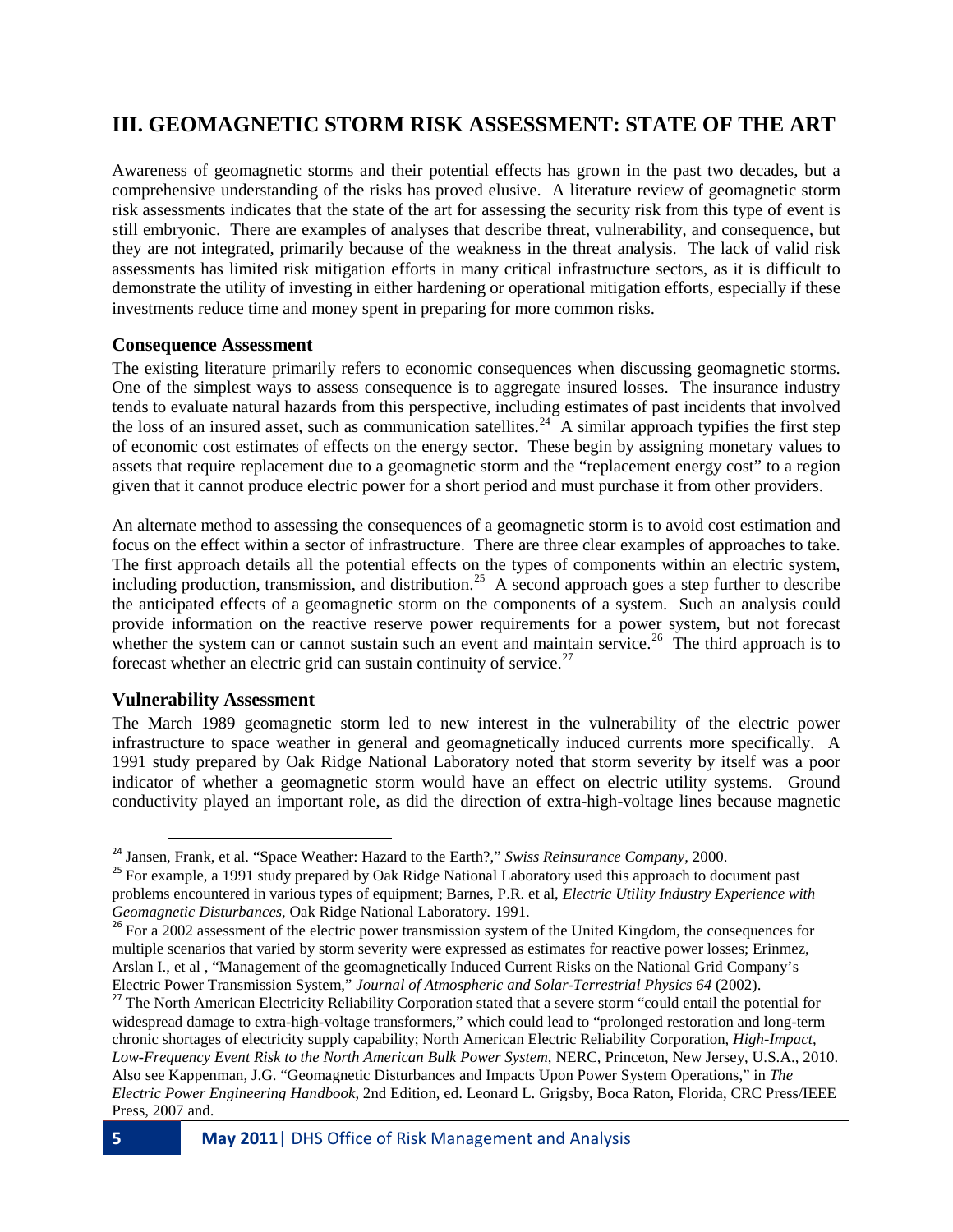## III. GEOMAGNETIC STORM RISK ASSESSMENT: STATE OF THE ART

Awareness of geomagnetic storms and their potential effects has grown in the past two decades, but a comprehensive understanding of the risks has proved elusive. A literature review of geomagnetic storm risk assessments indicates that the state of the art for assessing the security risk from this type of event is still embryonic. There are examples of analyses that describe threat, vulnerability, and consequence, but they are not integrated, primarily because of the weakness in the threat analysis. The lack of valid risk assessments has limited risk mitigation efforts in many critical infrastructure sectors, as it is difficult to demonstrate the utility of investing in either hardening or operational mitigation efforts, especially if these investments reduce time and money spent in preparing for more common risks.

### Consequence Assessment

The existing literature primarily refers to economic consequences when discussing geomagnetic storms. One of the simplest ways to assess consequence is to aggregate insured losses. The insurance industry tends to evaluate natural hazards from this perspective, including estimates of past incidents that involved the loss of an insured asset, such as communication satellites.[24] A similar approach typifies the first step of economic cost estimates of effects on the energy sector. These begin by assigning monetary values to assets that require replacement due to a geomagnetic storm and the "replacement energy cost" to a region given that it cannot produce electric power for a short period and must purchase it from other providers.

An alternate method to assessing the consequences of a geomagnetic storm is to avoid cost estimation and focus on the effect within a sector of infrastructure. There are three clear examples of approaches to take. The first approach details all the potential effects on the types of components within an electric system, including production, transmission, and distribution.[25] A second approach goes a step further to describe the anticipated effects of a geomagnetic storm on the components of a system. Such an analysis could provide information on the reactive reserve power requirements for a power system, but not forecast whether the system can or cannot sustain such an event and maintain service.[26] The third approach is to forecast whether an electric grid can sustain continuity of service.[27]

### Vulnerability Assessment

The March 1989 geomagnetic storm led to new interest in the vulnerability of the electric power infrastructure to space weather in general and geomagnetically induced currents more specifically. A 1991 study prepared by Oak Ridge National Laboratory noted that storm severity by itself was a poor indicator of whether a geomagnetic storm would have an effect on electric utility systems. Ground conductivity played an important role, as did the direction of extra-high-voltage lines because magnetic

---

[24] Jansen, Frank, et al. "Space Weather: Hazard to the Earth?," *Swiss Reinsurance Company*, 2000.

[25] For example, a 1991 study prepared by Oak Ridge National Laboratory used this approach to document past problems encountered in various types of equipment; Barnes, P.R. et al, *Electric Utility Industry Experience with Geomagnetic Disturbances*, Oak Ridge National Laboratory. 1991.

[26] For a 2002 assessment of the electric power transmission system of the United Kingdom, the consequences for multiple scenarios that varied by storm severity were expressed as estimates for reactive power losses; Erinmez, Arslan I., et al , "Management of the geomagnetically Induced Current Risks on the National Grid Company's Electric Power Transmission System," *Journal of Atmospheric and Solar-Terrestrial Physics 64* (2002).

[27] The North American Electricity Reliability Corporation stated that a severe storm "could entail the potential for widespread damage to extra-high-voltage transformers," which could lead to "prolonged restoration and long-term chronic shortages of electricity supply capability; North American Electric Reliability Corporation, *High-Impact, Low-Frequency Event Risk to the North American Bulk Power System*, NERC, Princeton, New Jersey, U.S.A., 2010. Also see Kappenman, J.G. "Geomagnetic Disturbances and Impacts Upon Power System Operations," in *The Electric Power Engineering Handbook*, 2nd Edition, ed. Leonard L. Grigsby, Boca Raton, Florida, CRC Press/IEEE Press, 2007 and.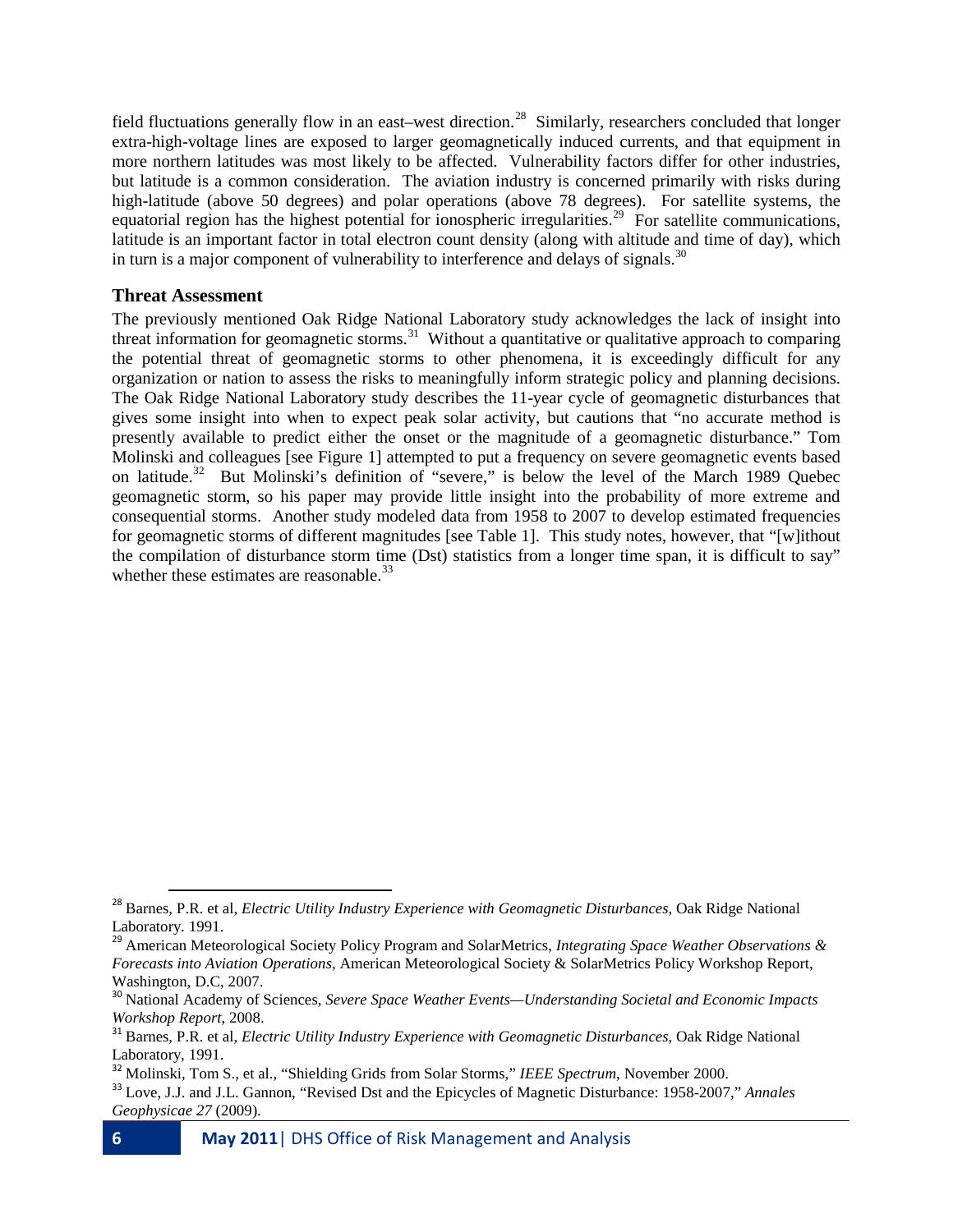field fluctuations generally flow in an east–west direction.[28] Similarly, researchers concluded that longer extra-high-voltage lines are exposed to larger geomagnetically induced currents, and that equipment in more northern latitudes was most likely to be affected. Vulnerability factors differ for other industries, but latitude is a common consideration. The aviation industry is concerned primarily with risks during high-latitude (above 50 degrees) and polar operations (above 78 degrees). For satellite systems, the equatorial region has the highest potential for ionospheric irregularities.[29] For satellite communications, latitude is an important factor in total electron count density (along with altitude and time of day), which in turn is a major component of vulnerability to interference and delays of signals.[30]

### Threat Assessment

The previously mentioned Oak Ridge National Laboratory study acknowledges the lack of insight into threat information for geomagnetic storms.[31] Without a quantitative or qualitative approach to comparing the potential threat of geomagnetic storms to other phenomena, it is exceedingly difficult for any organization or nation to assess the risks to meaningfully inform strategic policy and planning decisions. The Oak Ridge National Laboratory study describes the 11-year cycle of geomagnetic disturbances that gives some insight into when to expect peak solar activity, but cautions that "no accurate method is presently available to predict either the onset or the magnitude of a geomagnetic disturbance." Tom Molinski and colleagues [see Figure 1] attempted to put a frequency on severe geomagnetic events based on latitude.[32] But Molinski's definition of "severe," is below the level of the March 1989 Quebec geomagnetic storm, so his paper may provide little insight into the probability of more extreme and consequential storms. Another study modeled data from 1958 to 2007 to develop estimated frequencies for geomagnetic storms of different magnitudes [see Table 1]. This study notes, however, that "[w]ithout the compilation of disturbance storm time (Dst) statistics from a longer time span, it is difficult to say" whether these estimates are reasonable.[33]

---

[28] Barnes, P.R. et al, *Electric Utility Industry Experience with Geomagnetic Disturbances*, Oak Ridge National Laboratory. 1991.

[29] American Meteorological Society Policy Program and SolarMetrics, *Integrating Space Weather Observations & Forecasts into Aviation Operations,* American Meteorological Society & SolarMetrics Policy Workshop Report, Washington, D.C, 2007.

[30] National Academy of Sciences, *Severe Space Weather Events—Understanding Societal and Economic Impacts Workshop Report*, 2008.

[31] Barnes, P.R. et al, *Electric Utility Industry Experience with Geomagnetic Disturbances*, Oak Ridge National Laboratory, 1991.

[32] Molinski, Tom S., et al., "Shielding Grids from Solar Storms," *IEEE Spectrum*, November 2000.

[33] Love, J.J. and J.L. Gannon, "Revised Dst and the Epicycles of Magnetic Disturbance: 1958-2007," *Annales Geophysicae 27* (2009).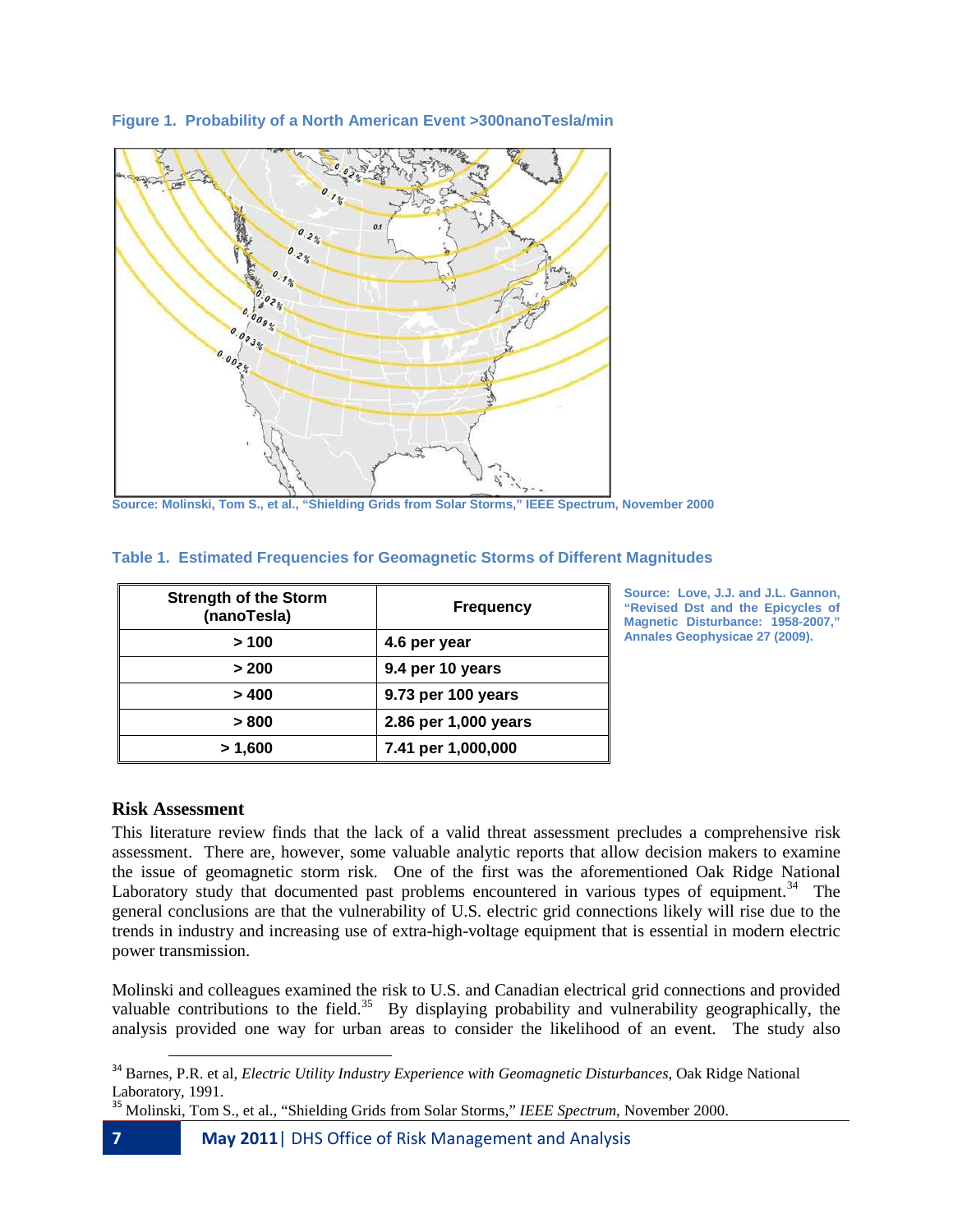**Figure 1. Probability of a North American Event >300nanoTesla/min**

Source: Molinski, Tom S., et al., "Shielding Grids from Solar Storms," IEEE Spectrum, November 2000

**Table 1. Estimated Frequencies for Geomagnetic Storms of Different Magnitudes**

| Strength of the Storm (nanoTesla) | Frequency |
|---|---|
| > 100 | 4.6 per year |
| > 200 | 9.4 per 10 years |
| > 400 | 9.73 per 100 years |
| > 800 | 2.86 per 1,000 years |
| > 1,600 | 7.41 per 1,000,000 |

Source: Love, J.J. and J.L. Gannon, "Revised Dst and the Epicycles of Magnetic Disturbance: 1958-2007," Annales Geophysicae 27 (2009).

## Risk Assessment

This literature review finds that the lack of a valid threat assessment precludes a comprehensive risk assessment. There are, however, some valuable analytic reports that allow decision makers to examine the issue of geomagnetic storm risk. One of the first was the aforementioned Oak Ridge National Laboratory study that documented past problems encountered in various types of equipment.[34] The general conclusions are that the vulnerability of U.S. electric grid connections likely will rise due to the trends in industry and increasing use of extra-high-voltage equipment that is essential in modern electric power transmission.

Molinski and colleagues examined the risk to U.S. and Canadian electrical grid connections and provided valuable contributions to the field.[35] By displaying probability and vulnerability geographically, the analysis provided one way for urban areas to consider the likelihood of an event. The study also

---

[34] Barnes, P.R. et al, *Electric Utility Industry Experience with Geomagnetic Disturbances*, Oak Ridge National Laboratory, 1991.

[35] Molinski, Tom S., et al., "Shielding Grids from Solar Storms," *IEEE Spectrum*, November 2000.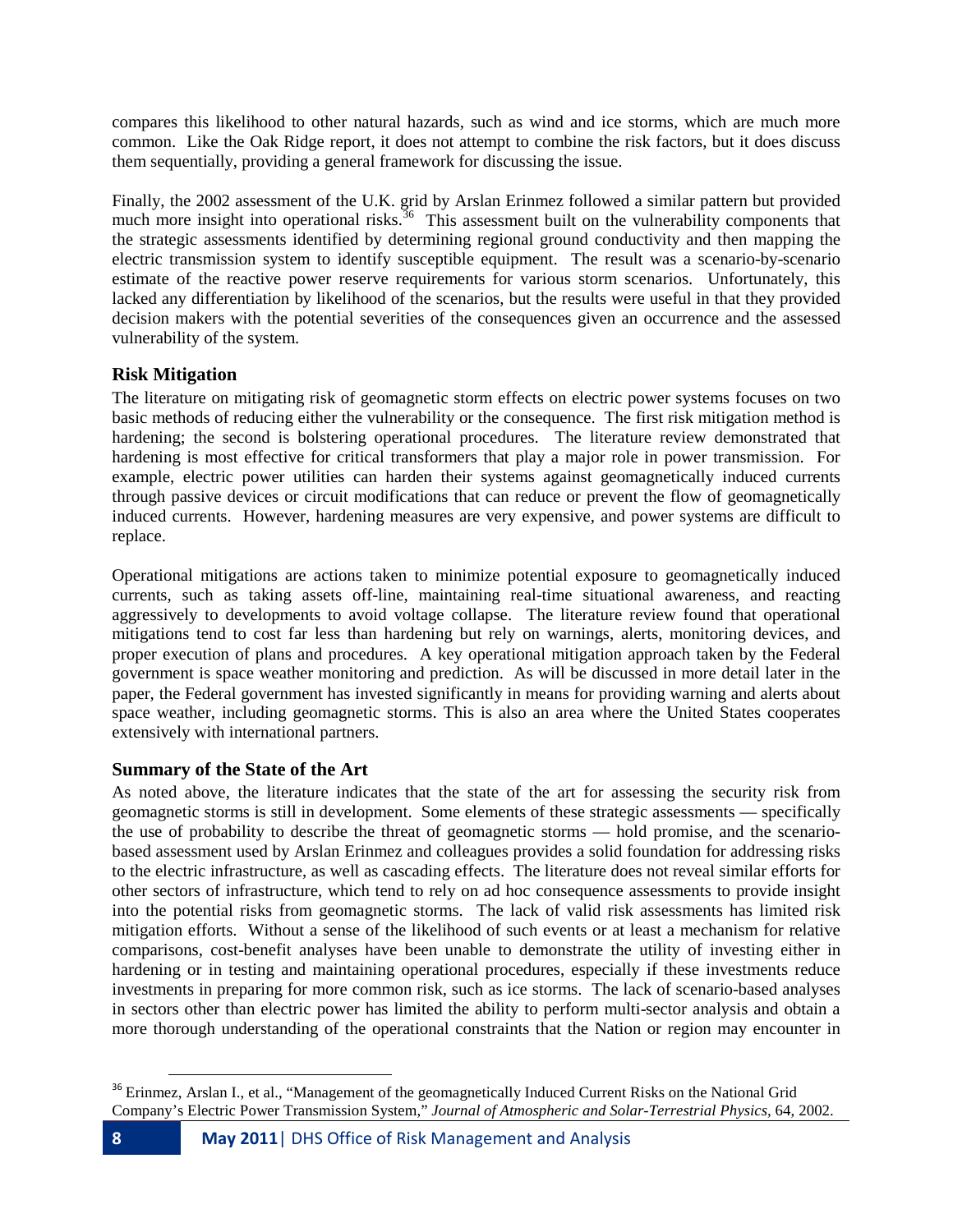compares this likelihood to other natural hazards, such as wind and ice storms, which are much more common. Like the Oak Ridge report, it does not attempt to combine the risk factors, but it does discuss them sequentially, providing a general framework for discussing the issue.

Finally, the 2002 assessment of the U.K. grid by Arslan Erinmez followed a similar pattern but provided much more insight into operational risks.[36] This assessment built on the vulnerability components that the strategic assessments identified by determining regional ground conductivity and then mapping the electric transmission system to identify susceptible equipment. The result was a scenario-by-scenario estimate of the reactive power reserve requirements for various storm scenarios. Unfortunately, this lacked any differentiation by likelihood of the scenarios, but the results were useful in that they provided decision makers with the potential severities of the consequences given an occurrence and the assessed vulnerability of the system.

### Risk Mitigation

The literature on mitigating risk of geomagnetic storm effects on electric power systems focuses on two basic methods of reducing either the vulnerability or the consequence. The first risk mitigation method is hardening; the second is bolstering operational procedures. The literature review demonstrated that hardening is most effective for critical transformers that play a major role in power transmission. For example, electric power utilities can harden their systems against geomagnetically induced currents through passive devices or circuit modifications that can reduce or prevent the flow of geomagnetically induced currents. However, hardening measures are very expensive, and power systems are difficult to replace.

Operational mitigations are actions taken to minimize potential exposure to geomagnetically induced currents, such as taking assets off-line, maintaining real-time situational awareness, and reacting aggressively to developments to avoid voltage collapse. The literature review found that operational mitigations tend to cost far less than hardening but rely on warnings, alerts, monitoring devices, and proper execution of plans and procedures. A key operational mitigation approach taken by the Federal government is space weather monitoring and prediction. As will be discussed in more detail later in the paper, the Federal government has invested significantly in means for providing warning and alerts about space weather, including geomagnetic storms. This is also an area where the United States cooperates extensively with international partners.

### Summary of the State of the Art

As noted above, the literature indicates that the state of the art for assessing the security risk from geomagnetic storms is still in development. Some elements of these strategic assessments — specifically the use of probability to describe the threat of geomagnetic storms — hold promise, and the scenario-based assessment used by Arslan Erinmez and colleagues provides a solid foundation for addressing risks to the electric infrastructure, as well as cascading effects. The literature does not reveal similar efforts for other sectors of infrastructure, which tend to rely on ad hoc consequence assessments to provide insight into the potential risks from geomagnetic storms. The lack of valid risk assessments has limited risk mitigation efforts. Without a sense of the likelihood of such events or at least a mechanism for relative comparisons, cost-benefit analyses have been unable to demonstrate the utility of investing either in hardening or in testing and maintaining operational procedures, especially if these investments reduce investments in preparing for more common risk, such as ice storms. The lack of scenario-based analyses in sectors other than electric power has limited the ability to perform multi-sector analysis and obtain a more thorough understanding of the operational constraints that the Nation or region may encounter in

[36] Erinmez, Arslan I., et al., "Management of the geomagnetically Induced Current Risks on the National Grid Company's Electric Power Transmission System," *Journal of Atmospheric and Solar-Terrestrial Physics*, 64, 2002.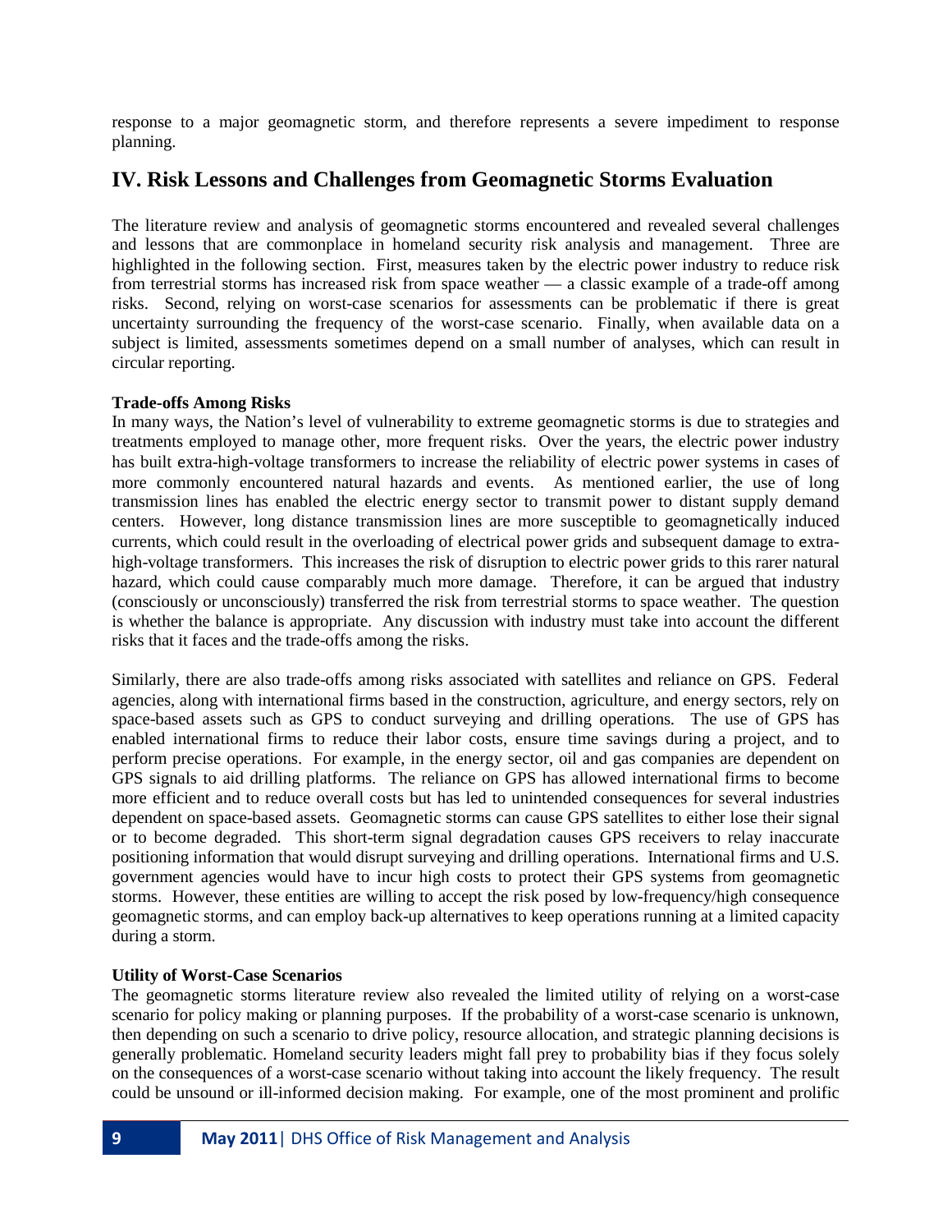response to a major geomagnetic storm, and therefore represents a severe impediment to response planning.

## IV. Risk Lessons and Challenges from Geomagnetic Storms Evaluation

The literature review and analysis of geomagnetic storms encountered and revealed several challenges and lessons that are commonplace in homeland security risk analysis and management. Three are highlighted in the following section. First, measures taken by the electric power industry to reduce risk from terrestrial storms has increased risk from space weather — a classic example of a trade-off among risks. Second, relying on worst-case scenarios for assessments can be problematic if there is great uncertainty surrounding the frequency of the worst-case scenario. Finally, when available data on a subject is limited, assessments sometimes depend on a small number of analyses, which can result in circular reporting.

**Trade-offs Among Risks**

In many ways, the Nation's level of vulnerability to extreme geomagnetic storms is due to strategies and treatments employed to manage other, more frequent risks. Over the years, the electric power industry has built extra-high-voltage transformers to increase the reliability of electric power systems in cases of more commonly encountered natural hazards and events. As mentioned earlier, the use of long transmission lines has enabled the electric energy sector to transmit power to distant supply demand centers. However, long distance transmission lines are more susceptible to geomagnetically induced currents, which could result in the overloading of electrical power grids and subsequent damage to extra-high-voltage transformers. This increases the risk of disruption to electric power grids to this rarer natural hazard, which could cause comparably much more damage. Therefore, it can be argued that industry (consciously or unconsciously) transferred the risk from terrestrial storms to space weather. The question is whether the balance is appropriate. Any discussion with industry must take into account the different risks that it faces and the trade-offs among the risks.

Similarly, there are also trade-offs among risks associated with satellites and reliance on GPS. Federal agencies, along with international firms based in the construction, agriculture, and energy sectors, rely on space-based assets such as GPS to conduct surveying and drilling operations. The use of GPS has enabled international firms to reduce their labor costs, ensure time savings during a project, and to perform precise operations. For example, in the energy sector, oil and gas companies are dependent on GPS signals to aid drilling platforms. The reliance on GPS has allowed international firms to become more efficient and to reduce overall costs but has led to unintended consequences for several industries dependent on space-based assets. Geomagnetic storms can cause GPS satellites to either lose their signal or to become degraded. This short-term signal degradation causes GPS receivers to relay inaccurate positioning information that would disrupt surveying and drilling operations. International firms and U.S. government agencies would have to incur high costs to protect their GPS systems from geomagnetic storms. However, these entities are willing to accept the risk posed by low-frequency/high consequence geomagnetic storms, and can employ back-up alternatives to keep operations running at a limited capacity during a storm.

**Utility of Worst-Case Scenarios**

The geomagnetic storms literature review also revealed the limited utility of relying on a worst-case scenario for policy making or planning purposes. If the probability of a worst-case scenario is unknown, then depending on such a scenario to drive policy, resource allocation, and strategic planning decisions is generally problematic. Homeland security leaders might fall prey to probability bias if they focus solely on the consequences of a worst-case scenario without taking into account the likely frequency. The result could be unsound or ill-informed decision making. For example, one of the most prominent and prolific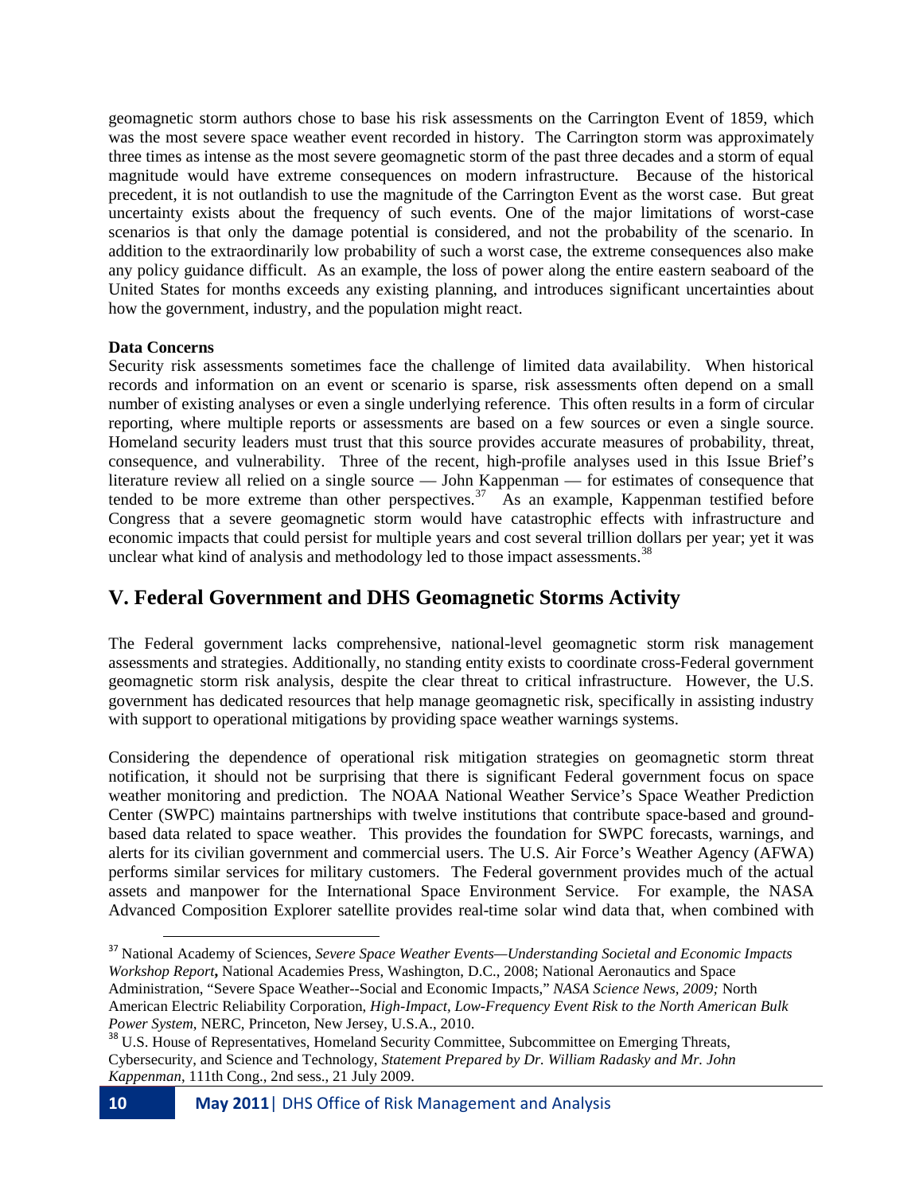geomagnetic storm authors chose to base his risk assessments on the Carrington Event of 1859, which was the most severe space weather event recorded in history. The Carrington storm was approximately three times as intense as the most severe geomagnetic storm of the past three decades and a storm of equal magnitude would have extreme consequences on modern infrastructure. Because of the historical precedent, it is not outlandish to use the magnitude of the Carrington Event as the worst case. But great uncertainty exists about the frequency of such events. One of the major limitations of worst-case scenarios is that only the damage potential is considered, and not the probability of the scenario. In addition to the extraordinarily low probability of such a worst case, the extreme consequences also make any policy guidance difficult. As an example, the loss of power along the entire eastern seaboard of the United States for months exceeds any existing planning, and introduces significant uncertainties about how the government, industry, and the population might react.

**Data Concerns**

Security risk assessments sometimes face the challenge of limited data availability. When historical records and information on an event or scenario is sparse, risk assessments often depend on a small number of existing analyses or even a single underlying reference. This often results in a form of circular reporting, where multiple reports or assessments are based on a few sources or even a single source. Homeland security leaders must trust that this source provides accurate measures of probability, threat, consequence, and vulnerability. Three of the recent, high-profile analyses used in this Issue Brief's literature review all relied on a single source — John Kappenman — for estimates of consequence that tended to be more extreme than other perspectives.[37] As an example, Kappenman testified before Congress that a severe geomagnetic storm would have catastrophic effects with infrastructure and economic impacts that could persist for multiple years and cost several trillion dollars per year; yet it was unclear what kind of analysis and methodology led to those impact assessments.[38]

## V. Federal Government and DHS Geomagnetic Storms Activity

The Federal government lacks comprehensive, national-level geomagnetic storm risk management assessments and strategies. Additionally, no standing entity exists to coordinate cross-Federal government geomagnetic storm risk analysis, despite the clear threat to critical infrastructure. However, the U.S. government has dedicated resources that help manage geomagnetic risk, specifically in assisting industry with support to operational mitigations by providing space weather warnings systems.

Considering the dependence of operational risk mitigation strategies on geomagnetic storm threat notification, it should not be surprising that there is significant Federal government focus on space weather monitoring and prediction. The NOAA National Weather Service's Space Weather Prediction Center (SWPC) maintains partnerships with twelve institutions that contribute space-based and ground-based data related to space weather. This provides the foundation for SWPC forecasts, warnings, and alerts for its civilian government and commercial users. The U.S. Air Force's Weather Agency (AFWA) performs similar services for military customers. The Federal government provides much of the actual assets and manpower for the International Space Environment Service. For example, the NASA Advanced Composition Explorer satellite provides real-time solar wind data that, when combined with

---

[37] National Academy of Sciences, *Severe Space Weather Events—Understanding Societal and Economic Impacts Workshop Report***,** National Academies Press, Washington, D.C., 2008; National Aeronautics and Space Administration, "Severe Space Weather--Social and Economic Impacts," *NASA Science News, 2009;* North American Electric Reliability Corporation, *High-Impact, Low-Frequency Event Risk to the North American Bulk Power System*, NERC, Princeton, New Jersey, U.S.A., 2010.

[38] U.S. House of Representatives, Homeland Security Committee, Subcommittee on Emerging Threats, Cybersecurity, and Science and Technology, *Statement Prepared by Dr. William Radasky and Mr. John Kappenman*, 111th Cong., 2nd sess., 21 July 2009.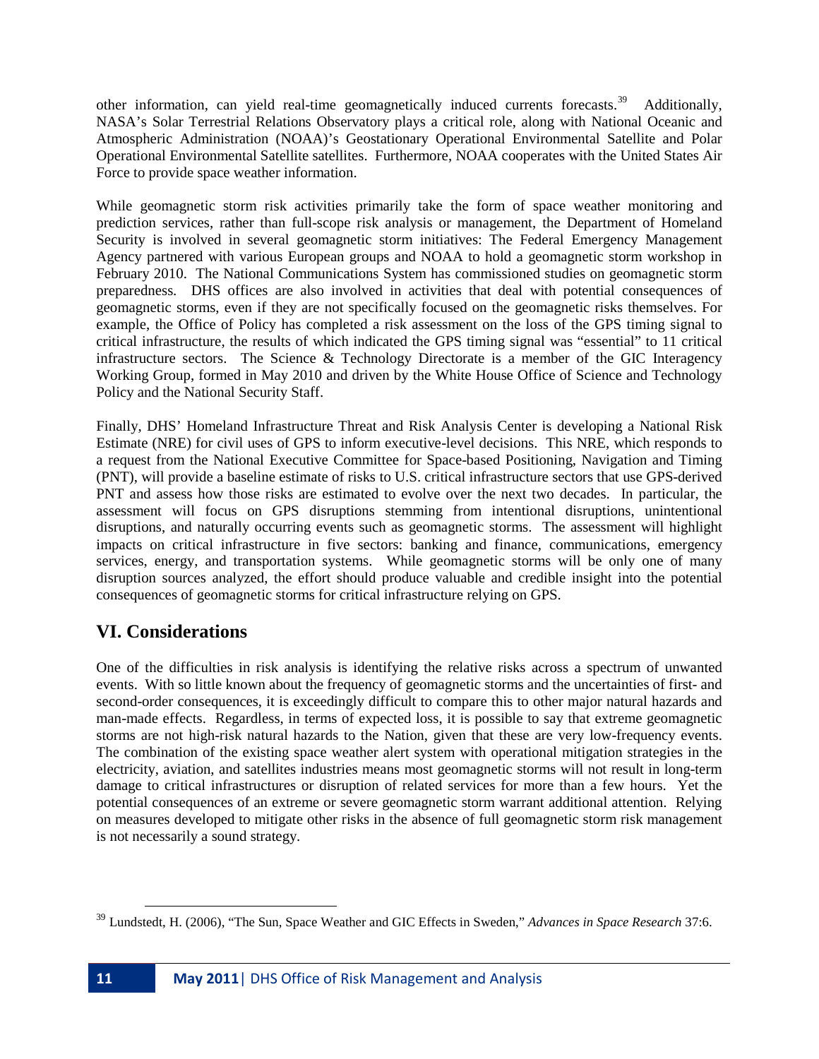other information, can yield real-time geomagnetically induced currents forecasts.[39] Additionally, NASA's Solar Terrestrial Relations Observatory plays a critical role, along with National Oceanic and Atmospheric Administration (NOAA)'s Geostationary Operational Environmental Satellite and Polar Operational Environmental Satellite satellites. Furthermore, NOAA cooperates with the United States Air Force to provide space weather information.

While geomagnetic storm risk activities primarily take the form of space weather monitoring and prediction services, rather than full-scope risk analysis or management, the Department of Homeland Security is involved in several geomagnetic storm initiatives: The Federal Emergency Management Agency partnered with various European groups and NOAA to hold a geomagnetic storm workshop in February 2010. The National Communications System has commissioned studies on geomagnetic storm preparedness. DHS offices are also involved in activities that deal with potential consequences of geomagnetic storms, even if they are not specifically focused on the geomagnetic risks themselves. For example, the Office of Policy has completed a risk assessment on the loss of the GPS timing signal to critical infrastructure, the results of which indicated the GPS timing signal was "essential" to 11 critical infrastructure sectors. The Science & Technology Directorate is a member of the GIC Interagency Working Group, formed in May 2010 and driven by the White House Office of Science and Technology Policy and the National Security Staff.

Finally, DHS' Homeland Infrastructure Threat and Risk Analysis Center is developing a National Risk Estimate (NRE) for civil uses of GPS to inform executive-level decisions. This NRE, which responds to a request from the National Executive Committee for Space-based Positioning, Navigation and Timing (PNT), will provide a baseline estimate of risks to U.S. critical infrastructure sectors that use GPS-derived PNT and assess how those risks are estimated to evolve over the next two decades. In particular, the assessment will focus on GPS disruptions stemming from intentional disruptions, unintentional disruptions, and naturally occurring events such as geomagnetic storms. The assessment will highlight impacts on critical infrastructure in five sectors: banking and finance, communications, emergency services, energy, and transportation systems. While geomagnetic storms will be only one of many disruption sources analyzed, the effort should produce valuable and credible insight into the potential consequences of geomagnetic storms for critical infrastructure relying on GPS.

## VI. Considerations

One of the difficulties in risk analysis is identifying the relative risks across a spectrum of unwanted events. With so little known about the frequency of geomagnetic storms and the uncertainties of first- and second-order consequences, it is exceedingly difficult to compare this to other major natural hazards and man-made effects. Regardless, in terms of expected loss, it is possible to say that extreme geomagnetic storms are not high-risk natural hazards to the Nation, given that these are very low-frequency events. The combination of the existing space weather alert system with operational mitigation strategies in the electricity, aviation, and satellites industries means most geomagnetic storms will not result in long-term damage to critical infrastructures or disruption of related services for more than a few hours. Yet the potential consequences of an extreme or severe geomagnetic storm warrant additional attention. Relying on measures developed to mitigate other risks in the absence of full geomagnetic storm risk management is not necessarily a sound strategy.

[39] Lundstedt, H. (2006), "The Sun, Space Weather and GIC Effects in Sweden," *Advances in Space Research* 37:6.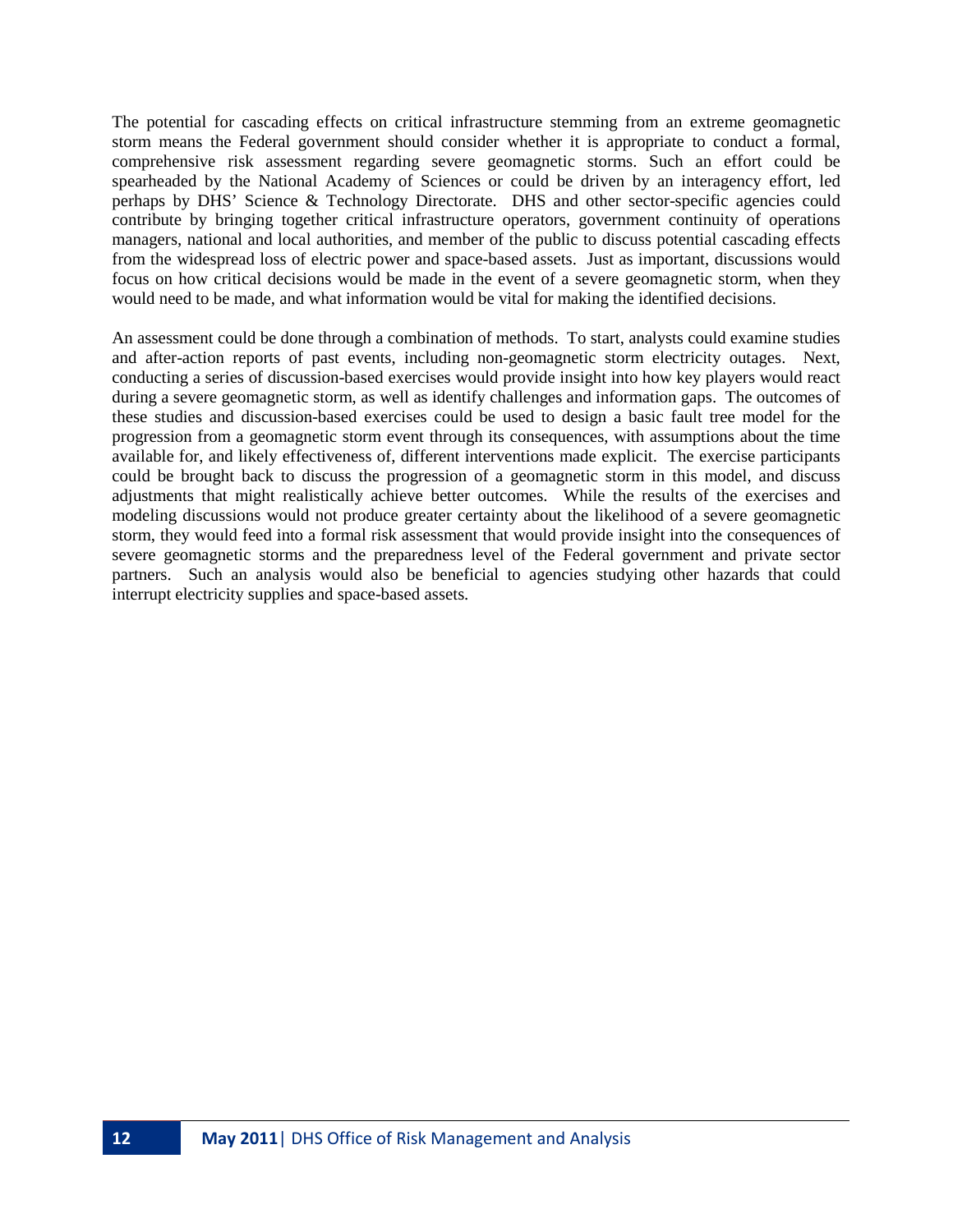The potential for cascading effects on critical infrastructure stemming from an extreme geomagnetic storm means the Federal government should consider whether it is appropriate to conduct a formal, comprehensive risk assessment regarding severe geomagnetic storms. Such an effort could be spearheaded by the National Academy of Sciences or could be driven by an interagency effort, led perhaps by DHS' Science & Technology Directorate. DHS and other sector-specific agencies could contribute by bringing together critical infrastructure operators, government continuity of operations managers, national and local authorities, and member of the public to discuss potential cascading effects from the widespread loss of electric power and space-based assets. Just as important, discussions would focus on how critical decisions would be made in the event of a severe geomagnetic storm, when they would need to be made, and what information would be vital for making the identified decisions.

An assessment could be done through a combination of methods. To start, analysts could examine studies and after-action reports of past events, including non-geomagnetic storm electricity outages. Next, conducting a series of discussion-based exercises would provide insight into how key players would react during a severe geomagnetic storm, as well as identify challenges and information gaps. The outcomes of these studies and discussion-based exercises could be used to design a basic fault tree model for the progression from a geomagnetic storm event through its consequences, with assumptions about the time available for, and likely effectiveness of, different interventions made explicit. The exercise participants could be brought back to discuss the progression of a geomagnetic storm in this model, and discuss adjustments that might realistically achieve better outcomes. While the results of the exercises and modeling discussions would not produce greater certainty about the likelihood of a severe geomagnetic storm, they would feed into a formal risk assessment that would provide insight into the consequences of severe geomagnetic storms and the preparedness level of the Federal government and private sector partners. Such an analysis would also be beneficial to agencies studying other hazards that could interrupt electricity supplies and space-based assets.